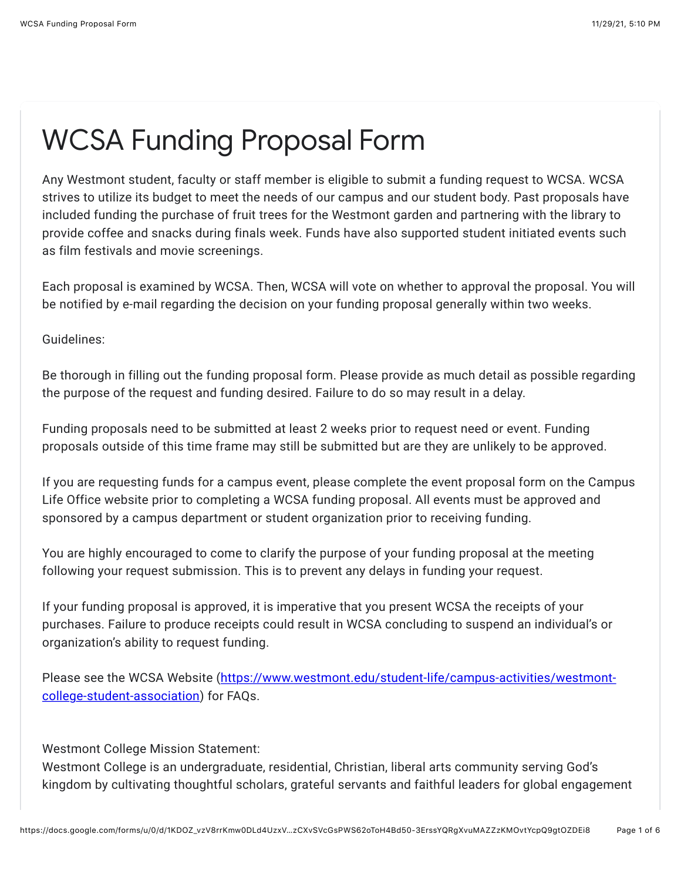# WCSA Funding Proposal Form

Any Westmont student, faculty or staff member is eligible to submit a funding request to WCSA. WCSA strives to utilize its budget to meet the needs of our campus and our student body. Past proposals have included funding the purchase of fruit trees for the Westmont garden and partnering with the library to provide coffee and snacks during finals week. Funds have also supported student initiated events such as film festivals and movie screenings.

Each proposal is examined by WCSA. Then, WCSA will vote on whether to approval the proposal. You will be notified by e-mail regarding the decision on your funding proposal generally within two weeks.

Guidelines:

Be thorough in filling out the funding proposal form. Please provide as much detail as possible regarding the purpose of the request and funding desired. Failure to do so may result in a delay.

Funding proposals need to be submitted at least 2 weeks prior to request need or event. Funding proposals outside of this time frame may still be submitted but are they are unlikely to be approved.

If you are requesting funds for a campus event, please complete the event proposal form on the Campus Life Office website prior to completing a WCSA funding proposal. All events must be approved and sponsored by a campus department or student organization prior to receiving funding.

You are highly encouraged to come to clarify the purpose of your funding proposal at the meeting following your request submission. This is to prevent any delays in funding your request.

If your funding proposal is approved, it is imperative that you present WCSA the receipts of your purchases. Failure to produce receipts could result in WCSA concluding to suspend an individual's or organization's ability to request funding.

Please see the WCSA Website ([https://www.westmont.edu/student-life/campus-activities/westmont-college-student-association](https://www.westmont.edu/student-life/campus-activities/westmont-college-student-association)) for FAQs.

Westmont College Mission Statement:
Westmont College is an undergraduate, residential, Christian, liberal arts community serving God's kingdom by cultivating thoughtful scholars, grateful servants and faithful leaders for global engagement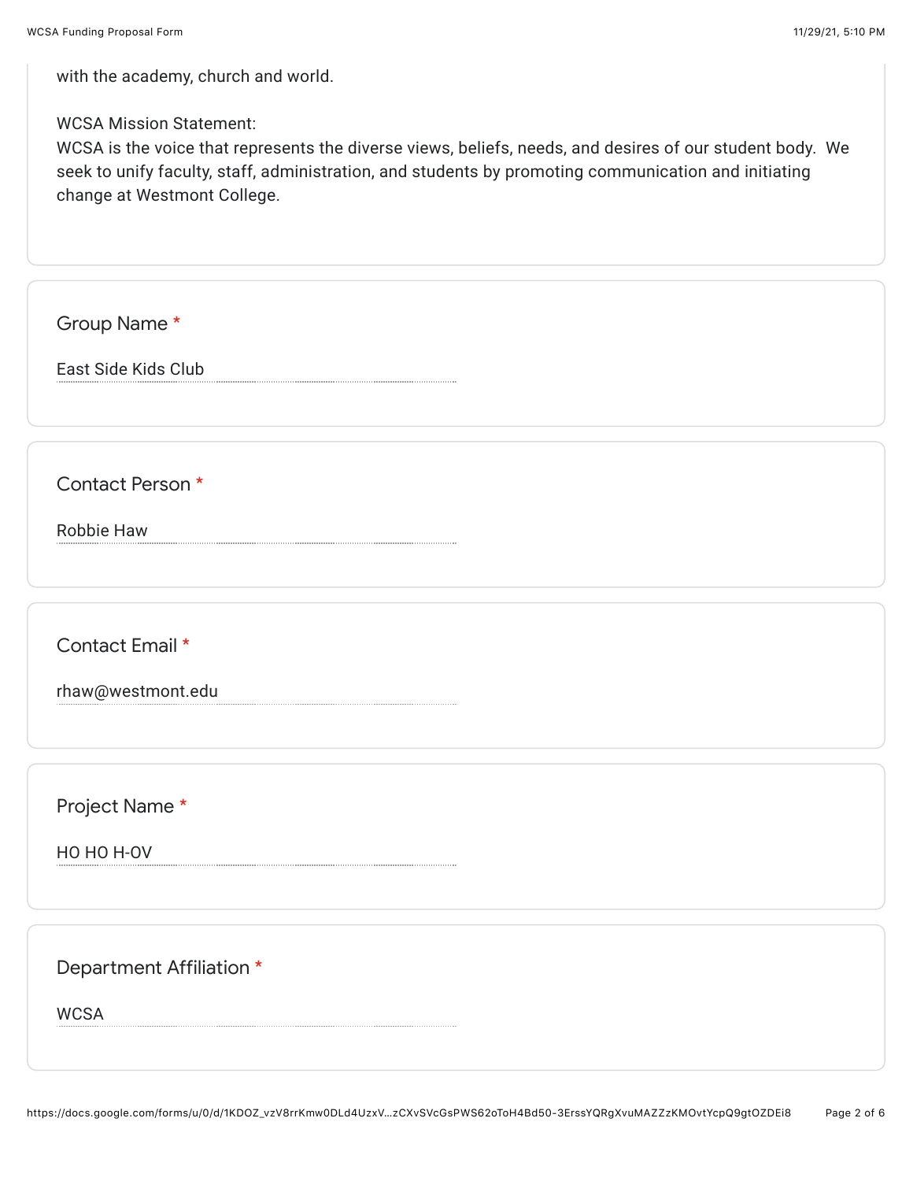with the academy, church and world.

WCSA Mission Statement:
WCSA is the voice that represents the diverse views, beliefs, needs, and desires of our student body. We seek to unify faculty, staff, administration, and students by promoting communication and initiating change at Westmont College.

**Group Name** *

East Side Kids Club

**Contact Person** *

Robbie Haw

**Contact Email** *

rhaw@westmont.edu

**Project Name** *

HO HO H-OV

**Department Affiliation** *

WCSA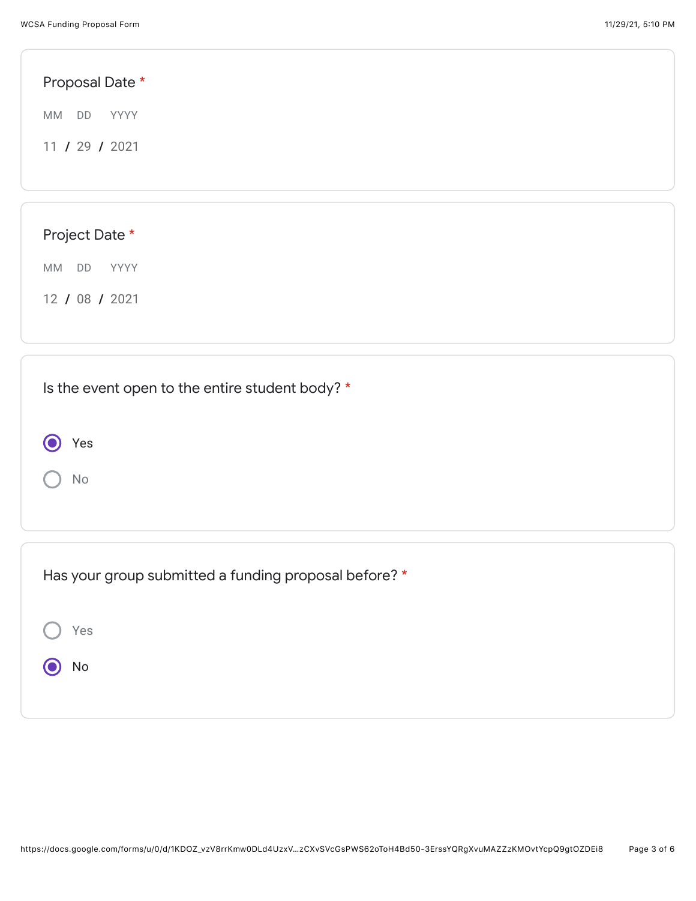**Proposal Date** *

MM DD YYYY

11 / 29 / 2021

**Project Date** *

MM DD YYYY

12 / 08 / 2021

**Is the event open to the entire student body?** *

- (●) Yes
- ( ) No

**Has your group submitted a funding proposal before?** *

- ( ) Yes
- (●) No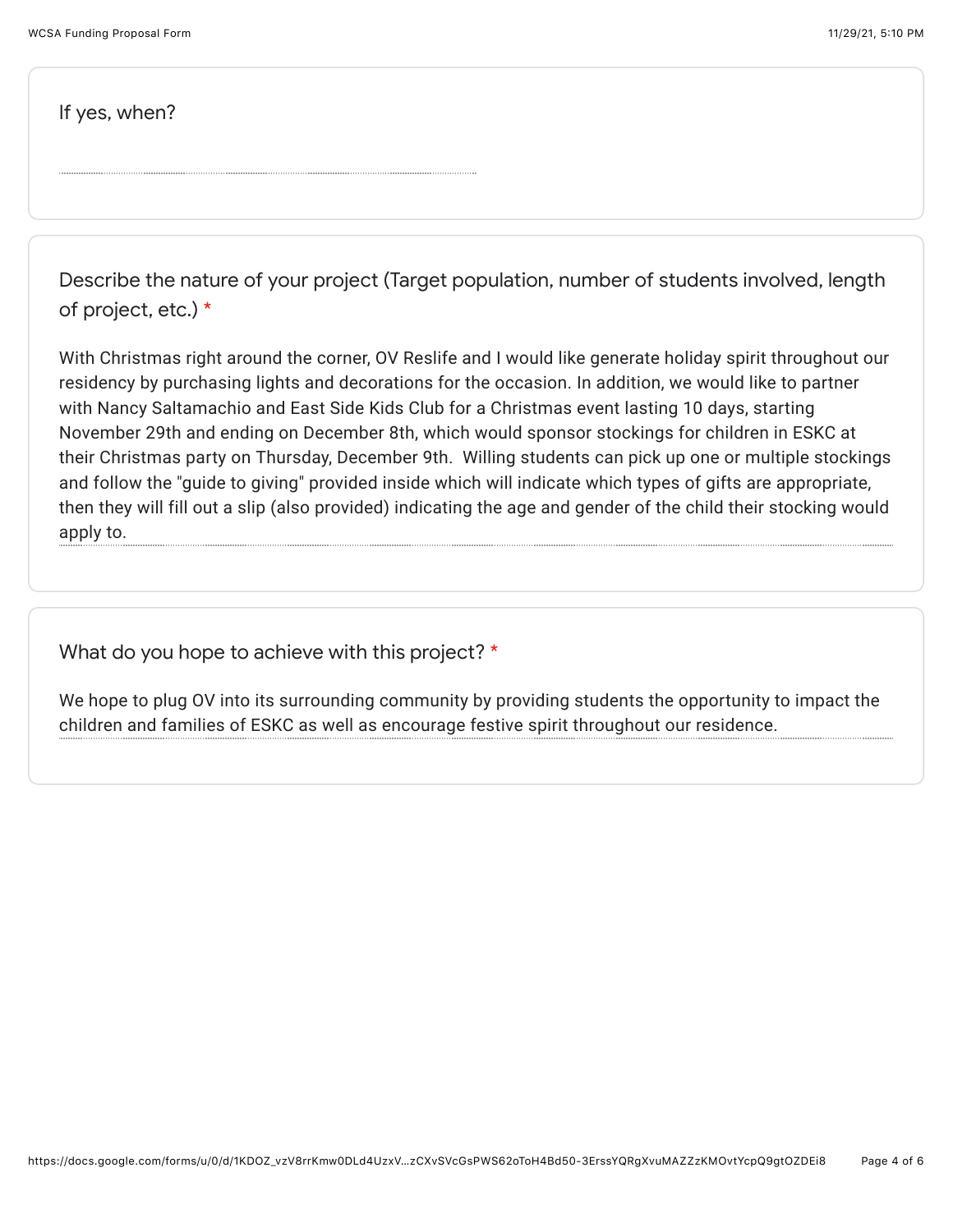If yes, when?

Describe the nature of your project (Target population, number of students involved, length of project, etc.) *

With Christmas right around the corner, OV Reslife and I would like generate holiday spirit throughout our residency by purchasing lights and decorations for the occasion. In addition, we would like to partner with Nancy Saltamachio and East Side Kids Club for a Christmas event lasting 10 days, starting November 29th and ending on December 8th, which would sponsor stockings for children in ESKC at their Christmas party on Thursday, December 9th. Willing students can pick up one or multiple stockings and follow the "guide to giving" provided inside which will indicate which types of gifts are appropriate, then they will fill out a slip (also provided) indicating the age and gender of the child their stocking would apply to.

What do you hope to achieve with this project? *

We hope to plug OV into its surrounding community by providing students the opportunity to impact the children and families of ESKC as well as encourage festive spirit throughout our residence.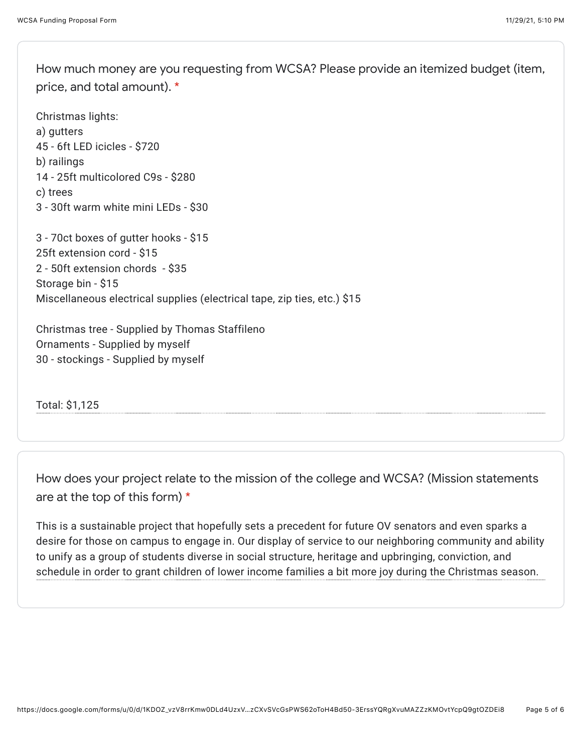How much money are you requesting from WCSA? Please provide an itemized budget (item, price, and total amount). *

Christmas lights:
a) gutters
45 - 6ft LED icicles - $720
b) railings
14 - 25ft multicolored C9s - $280
c) trees
3 - 30ft warm white mini LEDs - $30

3 - 70ct boxes of gutter hooks - $15
25ft extension cord - $15
2 - 50ft extension chords - $35
Storage bin - $15
Miscellaneous electrical supplies (electrical tape, zip ties, etc.) $15

Christmas tree - Supplied by Thomas Staffileno
Ornaments - Supplied by myself
30 - stockings - Supplied by myself

Total: $1,125

How does your project relate to the mission of the college and WCSA? (Mission statements are at the top of this form) *

This is a sustainable project that hopefully sets a precedent for future OV senators and even sparks a desire for those on campus to engage in. Our display of service to our neighboring community and ability to unify as a group of students diverse in social structure, heritage and upbringing, conviction, and schedule in order to grant children of lower income families a bit more joy during the Christmas season.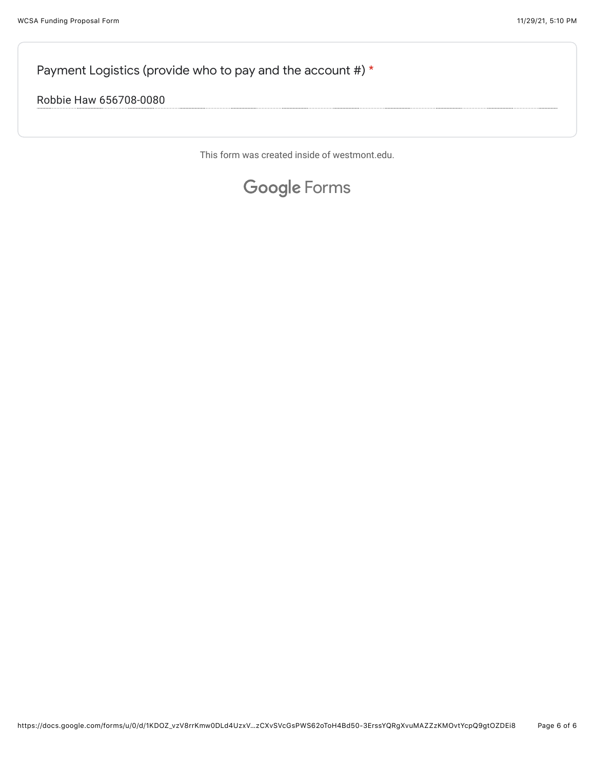Payment Logistics (provide who to pay and the account #) *

Robbie Haw 656708-0080

This form was created inside of westmont.edu.

Google Forms